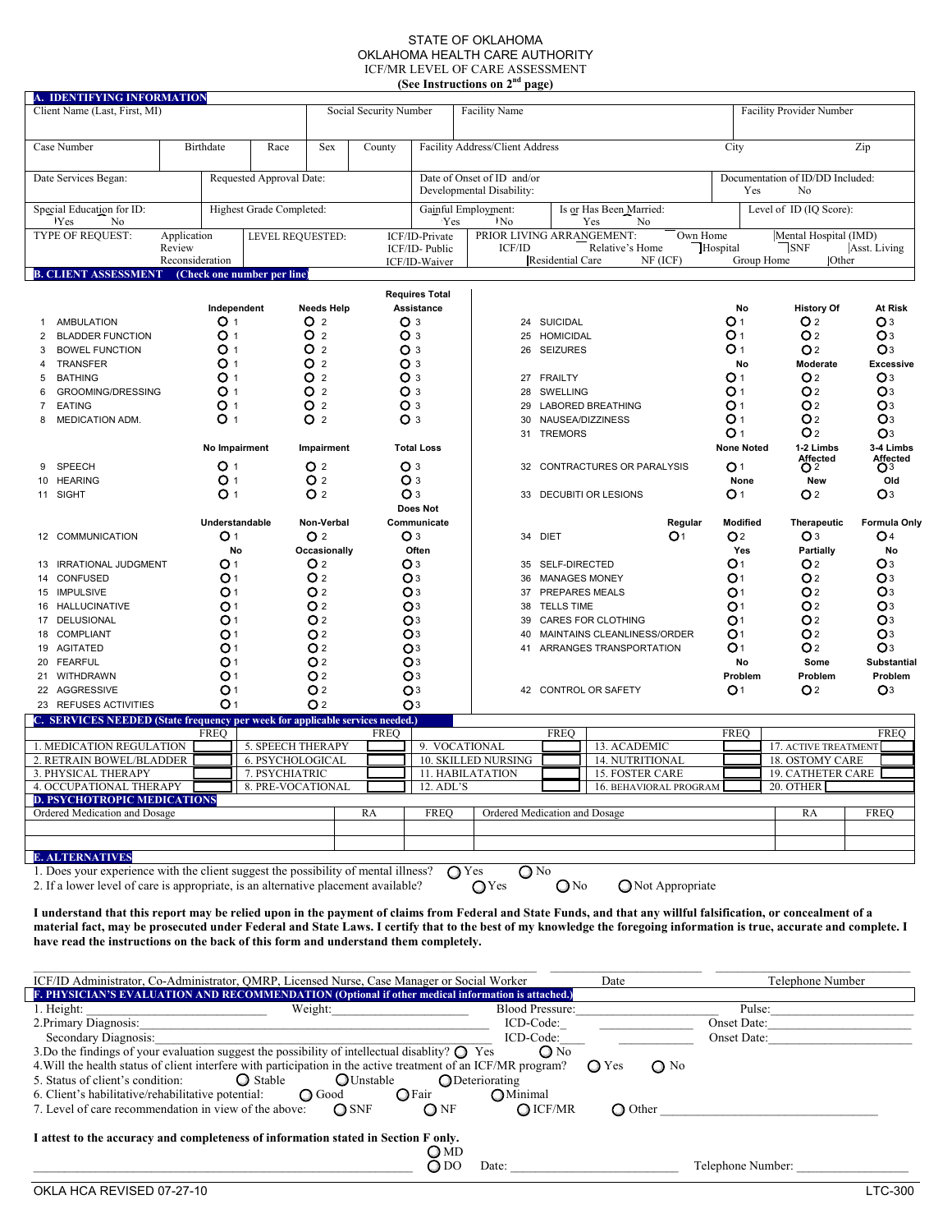STATE OF OKLAHOMA
OKLAHOMA HEALTH CARE AUTHORITY
ICF/MR LEVEL OF CARE ASSESSMENT
**(See Instructions on 2nd page)**

## A. IDENTIFYING INFORMATION

| Client Name (Last, First, MI) | Social Security Number | Facility Name | Facility Provider Number |
|---|---|---|---|
| | | | |

| Case Number | Birthdate | Race | Sex | County | Facility Address/Client Address | City | Zip |
|---|---|---|---|---|---|---|---|
| | | | | | | | |

| Date Services Began: | Requested Approval Date: | Date of Onset of ID and/or Developmental Disability: | Documentation of ID/DD Included: Yes No |
|---|---|---|---|

| Special Education for ID: Yes No | Highest Grade Completed: | Gainful Employment: Yes No | Is or Has Been Married: Yes No | Level of ID (IQ Score): |
|---|---|---|---|---|

TYPE OF REQUEST: Application / Review / Reconsideration
LEVEL REQUESTED: ICF/ID-Private / ICF/ID- Public / ICF/ID-Waiver
PRIOR LIVING ARRANGEMENT: ICF/ID / Residential Care / Relative's Home / NF (ICF) / Own Home / Hospital / Group Home / Mental Hospital (IMD) / SNF / Asst. Living / Other

## B. CLIENT ASSESSMENT (Check one number per line)

| # | Item | Independent | Needs Help | Requires Total Assistance |
|---|---|---|---|---|
| 1 | AMBULATION | ○ 1 | ○ 2 | ○ 3 |
| 2 | BLADDER FUNCTION | ○ 1 | ○ 2 | ○ 3 |
| 3 | BOWEL FUNCTION | ○ 1 | ○ 2 | ○ 3 |
| 4 | TRANSFER | ○ 1 | ○ 2 | ○ 3 |
| 5 | BATHING | ○ 1 | ○ 2 | ○ 3 |
| 6 | GROOMING/DRESSING | ○ 1 | ○ 2 | ○ 3 |
| 7 | EATING | ○ 1 | ○ 2 | ○ 3 |
| 8 | MEDICATION ADM. | ○ 1 | ○ 2 | ○ 3 |

| # | Item | No Impairment | Impairment | Total Loss |
|---|---|---|---|---|
| 9 | SPEECH | ○ 1 | ○ 2 | ○ 3 |
| 10 | HEARING | ○ 1 | ○ 2 | ○ 3 |
| 11 | SIGHT | ○ 1 | ○ 2 | ○ 3 |

| # | Item | Understandable | Non-Verbal | Does Not Communicate |
|---|---|---|---|---|
| 12 | COMMUNICATION | ○ 1 | ○ 2 | ○ 3 |

| # | Item | No | Occasionally | Often |
|---|---|---|---|---|
| 13 | IRRATIONAL JUDGMENT | ○ 1 | ○ 2 | ○ 3 |
| 14 | CONFUSED | ○ 1 | ○ 2 | ○ 3 |
| 15 | IMPULSIVE | ○ 1 | ○ 2 | ○ 3 |
| 16 | HALLUCINATIVE | ○ 1 | ○ 2 | ○ 3 |
| 17 | DELUSIONAL | ○ 1 | ○ 2 | ○ 3 |
| 18 | COMPLIANT | ○ 1 | ○ 2 | ○ 3 |
| 19 | AGITATED | ○ 1 | ○ 2 | ○ 3 |
| 20 | FEARFUL | ○ 1 | ○ 2 | ○ 3 |
| 21 | WITHDRAWN | ○ 1 | ○ 2 | ○ 3 |
| 22 | AGGRESSIVE | ○ 1 | ○ 2 | ○ 3 |
| 23 | REFUSES ACTIVITIES | ○ 1 | ○ 2 | ○ 3 |

| # | Item | No | History Of | At Risk |
|---|---|---|---|---|
| 24 | SUICIDAL | ○ 1 | ○ 2 | ○ 3 |
| 25 | HOMICIDAL | ○ 1 | ○ 2 | ○ 3 |
| 26 | SEIZURES | ○ 1 | ○ 2 | ○ 3 |

| # | Item | No | Moderate | Excessive |
|---|---|---|---|---|
| 27 | FRAILTY | ○ 1 | ○ 2 | ○ 3 |
| 28 | SWELLING | ○ 1 | ○ 2 | ○ 3 |
| 29 | LABORED BREATHING | ○ 1 | ○ 2 | ○ 3 |
| 30 | NAUSEA/DIZZINESS | ○ 1 | ○ 2 | ○ 3 |
| 31 | TREMORS | ○ 1 | ○ 2 | ○ 3 |

| # | Item | None Noted | 1-2 Limbs Affected | 3-4 Limbs Affected |
|---|---|---|---|---|
| 32 | CONTRACTURES OR PARALYSIS | ○ 1 | ○ 2 | ○ 3 |

| # | Item | None | New | Old |
|---|---|---|---|---|
| 33 | DECUBITI OR LESIONS | ○ 1 | ○ 2 | ○ 3 |

| # | Item | Regular | Modified | Therapeutic | Formula Only |
|---|---|---|---|---|---|
| 34 | DIET | ○ 1 | ○ 2 | ○ 3 | ○ 4 |

| # | Item | Yes | Partially | No |
|---|---|---|---|---|
| 35 | SELF-DIRECTED | ○ 1 | ○ 2 | ○ 3 |
| 36 | MANAGES MONEY | ○ 1 | ○ 2 | ○ 3 |
| 37 | PREPARES MEALS | ○ 1 | ○ 2 | ○ 3 |
| 38 | TELLS TIME | ○ 1 | ○ 2 | ○ 3 |
| 39 | CARES FOR CLOTHING | ○ 1 | ○ 2 | ○ 3 |
| 40 | MAINTAINS CLEANLINESS/ORDER | ○ 1 | ○ 2 | ○ 3 |
| 41 | ARRANGES TRANSPORTATION | ○ 1 | ○ 2 | ○ 3 |

| # | Item | No Problem | Some Problem | Substantial Problem |
|---|---|---|---|---|
| 42 | CONTROL OR SAFETY | ○ 1 | ○ 2 | ○ 3 |

## C. SERVICES NEEDED (State frequency per week for applicable services needed.)

| Service | FREQ | Service | FREQ | Service | FREQ | Service | FREQ | Service | FREQ |
|---|---|---|---|---|---|---|---|---|---|
| 1. MEDICATION REGULATION | | 5. SPEECH THERAPY | | 9. VOCATIONAL | | 13. ACADEMIC | | 17. ACTIVE TREATMENT | |
| 2. RETRAIN BOWEL/BLADDER | | 6. PSYCHOLOGICAL | | 10. SKILLED NURSING | | 14. NUTRITIONAL | | 18. OSTOMY CARE | |
| 3. PHYSICAL THERAPY | | 7. PSYCHIATRIC | | 11. HABILATATION | | 15. FOSTER CARE | | 19. CATHETER CARE | |
| 4. OCCUPATIONAL THERAPY | | 8. PRE-VOCATIONAL | | 12. ADL'S | | 16. BEHAVIORAL PROGRAM | | 20. OTHER | |

## D. PSYCHOTROPIC MEDICATIONS

| Ordered Medication and Dosage | RA | FREQ | Ordered Medication and Dosage | RA | FREQ |
|---|---|---|---|---|---|
| | | | | | |
| | | | | | |

## E. ALTERNATIVES

1. Does your experience with the client suggest the possibility of mental illness? ○ Yes ○ No
2. If a lower level of care is appropriate, is an alternative placement available? ○ Yes ○ No ○ Not Appropriate

**I understand that this report may be relied upon in the payment of claims from Federal and State Funds, and that any willful falsification, or concealment of a material fact, may be prosecuted under Federal and State Laws. I certify that to the best of my knowledge the foregoing information is true, accurate and complete. I have read the instructions on the back of this form and understand them completely.**

\_\_\_\_\_\_\_\_\_\_\_\_\_\_\_\_\_\_\_\_\_\_\_\_\_\_\_\_\_\_\_\_\_\_\_\_\_\_\_\_\_\_\_ \_\_\_\_\_\_\_\_\_\_\_\_\_\_\_\_ \_\_\_\_\_\_\_\_\_\_\_\_\_\_\_\_\_\_\_\_
ICF/ID Administrator, Co-Administrator, QMRP, Licensed Nurse, Case Manager or Social Worker — Date — Telephone Number

## F. PHYSICIAN'S EVALUATION AND RECOMMENDATION (Optional if other medical information is attached.)

1. Height: \_\_\_\_\_\_\_\_\_\_ Weight: \_\_\_\_\_\_\_\_\_\_ Blood Pressure: \_\_\_\_\_\_\_\_\_\_ Pulse: \_\_\_\_\_\_\_\_\_\_
2. Primary Diagnosis: \_\_\_\_\_\_\_\_\_\_ ICD-Code: \_\_\_\_\_\_\_\_\_\_ Onset Date: \_\_\_\_\_\_\_\_\_\_
   Secondary Diagnosis: \_\_\_\_\_\_\_\_\_\_ ICD-Code: \_\_\_\_\_\_\_\_\_\_ Onset Date: \_\_\_\_\_\_\_\_\_\_
3. Do the findings of your evaluation suggest the possibility of intellectual disability? ○ Yes ○ No
4. Will the health status of client interfere with participation in the active treatment of an ICF/MR program? ○ Yes ○ No
5. Status of client's condition: ○ Stable ○ Unstable ○ Deteriorating
6. Client's habilitative/rehabilitative potential: ○ Good ○ Fair ○ Minimal
7. Level of care recommendation in view of the above: ○ SNF ○ NF ○ ICF/MR ○ Other \_\_\_\_\_\_\_\_\_\_

**I attest to the accuracy and completeness of information stated in Section F only.**

\_\_\_\_\_\_\_\_\_\_\_\_\_\_\_\_\_\_\_\_\_\_\_\_\_\_\_\_\_\_ ○ MD ○ DO Date: \_\_\_\_\_\_\_\_\_\_\_\_\_\_ Telephone Number: \_\_\_\_\_\_\_\_\_\_\_\_\_\_

OKLA HCA REVISED 07-27-10 — LTC-300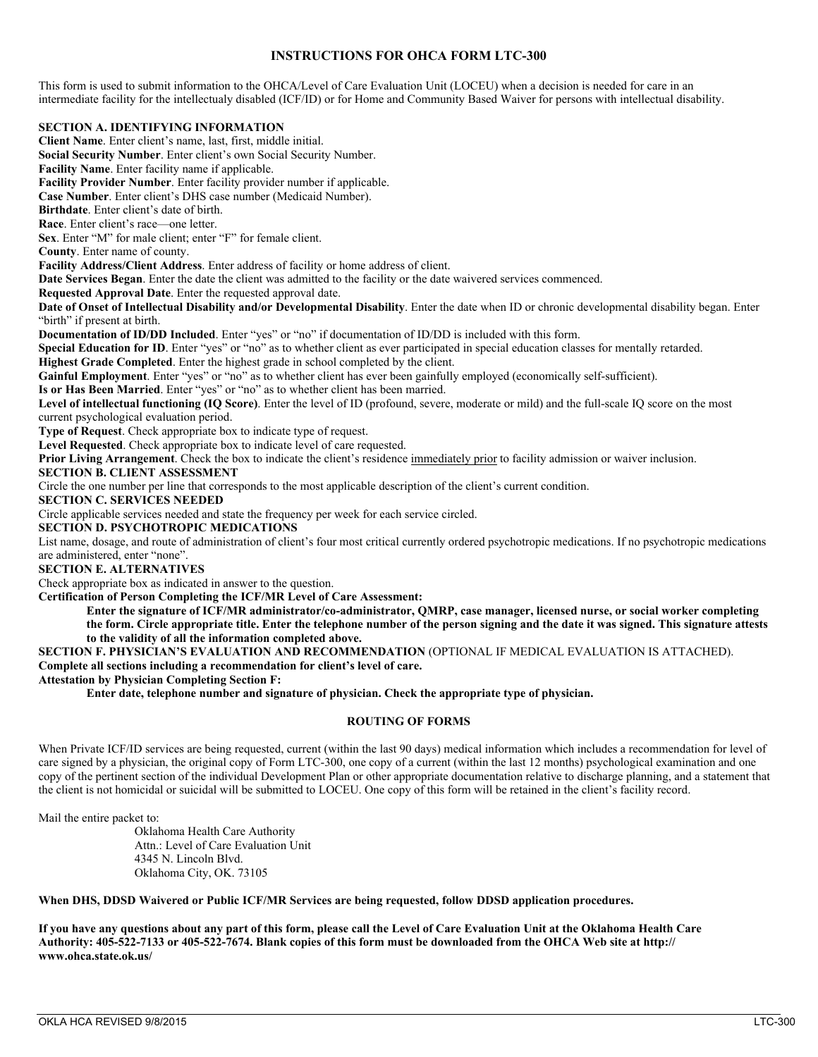# INSTRUCTIONS FOR OHCA FORM LTC-300

This form is used to submit information to the OHCA/Level of Care Evaluation Unit (LOCEU) when a decision is needed for care in an intermediate facility for the intellectualy disabled (ICF/ID) or for Home and Community Based Waiver for persons with intellectual disability.

**SECTION A. IDENTIFYING INFORMATION**

**Client Name**. Enter client's name, last, first, middle initial.
**Social Security Number**. Enter client's own Social Security Number.
**Facility Name**. Enter facility name if applicable.
**Facility Provider Number**. Enter facility provider number if applicable.
**Case Number**. Enter client's DHS case number (Medicaid Number).
**Birthdate**. Enter client's date of birth.
**Race**. Enter client's race—one letter.
**Sex**. Enter "M" for male client; enter "F" for female client.
**County**. Enter name of county.
**Facility Address/Client Address**. Enter address of facility or home address of client.
**Date Services Began**. Enter the date the client was admitted to the facility or the date waivered services commenced.
**Requested Approval Date**. Enter the requested approval date.
**Date of Onset of Intellectual Disability and/or Developmental Disability**. Enter the date when ID or chronic developmental disability began. Enter "birth" if present at birth.
**Documentation of ID/DD Included**. Enter "yes" or "no" if documentation of ID/DD is included with this form.
**Special Education for ID**. Enter "yes" or "no" as to whether client as ever participated in special education classes for mentally retarded.
**Highest Grade Completed**. Enter the highest grade in school completed by the client.
**Gainful Employment**. Enter "yes" or "no" as to whether client has ever been gainfully employed (economically self-sufficient).
**Is or Has Been Married**. Enter "yes" or "no" as to whether client has been married.
**Level of intellectual functioning (IQ Score)**. Enter the level of ID (profound, severe, moderate or mild) and the full-scale IQ score on the most current psychological evaluation period.
**Type of Request**. Check appropriate box to indicate type of request.
**Level Requested**. Check appropriate box to indicate level of care requested.
**Prior Living Arrangement**. Check the box to indicate the client's residence immediately prior to facility admission or waiver inclusion.

**SECTION B. CLIENT ASSESSMENT**

Circle the one number per line that corresponds to the most applicable description of the client's current condition.

**SECTION C. SERVICES NEEDED**

Circle applicable services needed and state the frequency per week for each service circled.

**SECTION D. PSYCHOTROPIC MEDICATIONS**

List name, dosage, and route of administration of client's four most critical currently ordered psychotropic medications. If no psychotropic medications are administered, enter "none".

**SECTION E. ALTERNATIVES**

Check appropriate box as indicated in answer to the question.

**Certification of Person Completing the ICF/MR Level of Care Assessment:**

> **Enter the signature of ICF/MR administrator/co-administrator, QMRP, case manager, licensed nurse, or social worker completing the form. Circle appropriate title. Enter the telephone number of the person signing and the date it was signed. This signature attests to the validity of all the information completed above.**

**SECTION F. PHYSICIAN'S EVALUATION AND RECOMMENDATION** (OPTIONAL IF MEDICAL EVALUATION IS ATTACHED).
**Complete all sections including a recommendation for client's level of care.**
**Attestation by Physician Completing Section F:**

> **Enter date, telephone number and signature of physician. Check the appropriate type of physician.**

## ROUTING OF FORMS

When Private ICF/ID services are being requested, current (within the last 90 days) medical information which includes a recommendation for level of care signed by a physician, the original copy of Form LTC-300, one copy of a current (within the last 12 months) psychological examination and one copy of the pertinent section of the individual Development Plan or other appropriate documentation relative to discharge planning, and a statement that the client is not homicidal or suicidal will be submitted to LOCEU. One copy of this form will be retained in the client's facility record.

Mail the entire packet to:

> Oklahoma Health Care Authority
> Attn.: Level of Care Evaluation Unit
> 4345 N. Lincoln Blvd.
> Oklahoma City, OK. 73105

**When DHS, DDSD Waivered or Public ICF/MR Services are being requested, follow DDSD application procedures.**

**If you have any questions about any part of this form, please call the Level of Care Evaluation Unit at the Oklahoma Health Care Authority: 405-522-7133 or 405-522-7674. Blank copies of this form must be downloaded from the OHCA Web site at http:// www.ohca.state.ok.us/**

OKLA HCA REVISED 9/8/2015 LTC-300